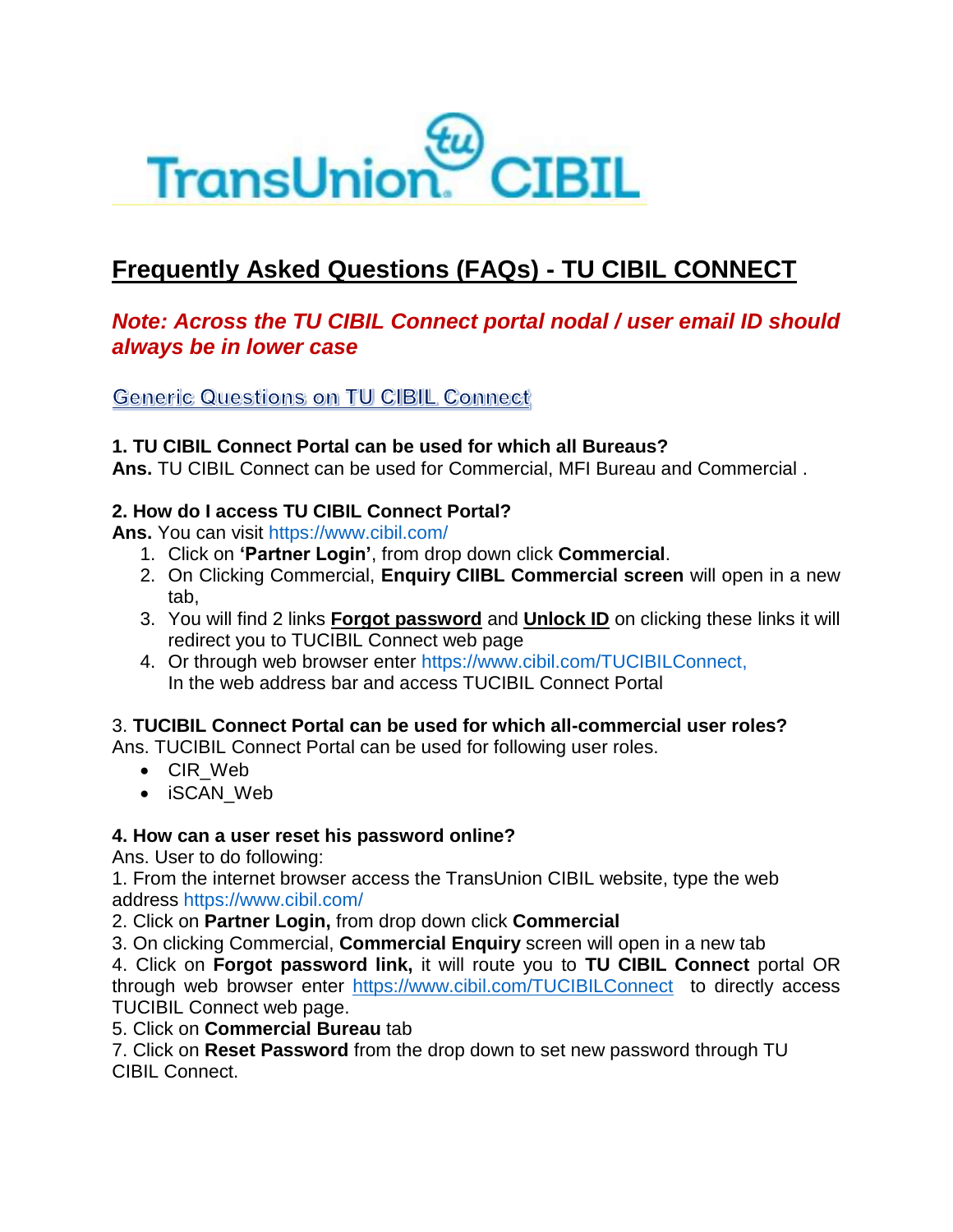TransUnion CIBIL

# Frequently Asked Questions (FAQs) - TU CIBIL CONNECT

***Note: Across the TU CIBIL Connect portal nodal / user email ID should always be in lower case***

## Generic Questions on TU CIBIL Connect

**1. TU CIBIL Connect Portal can be used for which all Bureaus?**
**Ans.** TU CIBIL Connect can be used for Commercial, MFI Bureau and Commercial .

**2. How do I access TU CIBIL Connect Portal?**
**Ans.** You can visit https://www.cibil.com/

1. Click on **'Partner Login'**, from drop down click **Commercial**.
2. On Clicking Commercial, **Enquiry CIIBL Commercial screen** will open in a new tab,
3. You will find 2 links **Forgot password** and **Unlock ID** on clicking these links it will redirect you to TUCIBIL Connect web page
4. Or through web browser enter https://www.cibil.com/TUCIBILConnect, In the web address bar and access TUCIBIL Connect Portal

3. **TUCIBIL Connect Portal can be used for which all-commercial user roles?**
Ans. TUCIBIL Connect Portal can be used for following user roles.

- CIR_Web
- iSCAN_Web

**4. How can a user reset his password online?**
Ans. User to do following:
1. From the internet browser access the TransUnion CIBIL website, type the web address https://www.cibil.com/
2. Click on **Partner Login,** from drop down click **Commercial**
3. On clicking Commercial, **Commercial Enquiry** screen will open in a new tab
4. Click on **Forgot password link,** it will route you to **TU CIBIL Connect** portal OR through web browser enter https://www.cibil.com/TUCIBILConnect to directly access TUCIBIL Connect web page.
5. Click on **Commercial Bureau** tab
7. Click on **Reset Password** from the drop down to set new password through TU CIBIL Connect.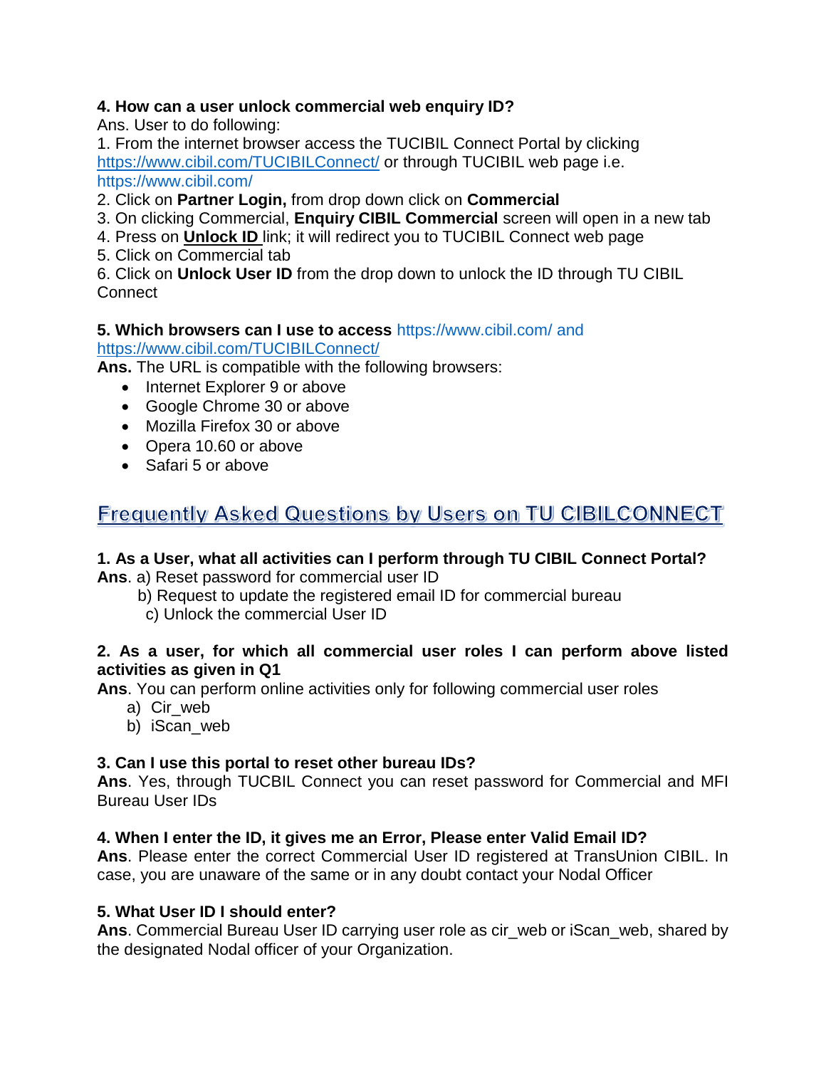**4. How can a user unlock commercial web enquiry ID?**

Ans. User to do following:

1. From the internet browser access the TUCIBIL Connect Portal by clicking https://www.cibil.com/TUCIBILConnect/ or through TUCIBIL web page i.e. https://www.cibil.com/
2. Click on **Partner Login,** from drop down click on **Commercial**
3. On clicking Commercial, **Enquiry CIBIL Commercial** screen will open in a new tab
4. Press on **Unlock ID** link; it will redirect you to TUCIBIL Connect web page
5. Click on Commercial tab
6. Click on **Unlock User ID** from the drop down to unlock the ID through TU CIBIL Connect

**5. Which browsers can I use to access** https://www.cibil.com/ and https://www.cibil.com/TUCIBILConnect/

**Ans.** The URL is compatible with the following browsers:

- Internet Explorer 9 or above
- Google Chrome 30 or above
- Mozilla Firefox 30 or above
- Opera 10.60 or above
- Safari 5 or above

## Frequently Asked Questions by Users on TU CIBILCONNECT

**1. As a User, what all activities can I perform through TU CIBIL Connect Portal?**

**Ans**. a) Reset password for commercial user ID
b) Request to update the registered email ID for commercial bureau
c) Unlock the commercial User ID

**2. As a user, for which all commercial user roles I can perform above listed activities as given in Q1**

**Ans**. You can perform online activities only for following commercial user roles

a) Cir_web
b) iScan_web

**3. Can I use this portal to reset other bureau IDs?**

**Ans**. Yes, through TUCBIL Connect you can reset password for Commercial and MFI Bureau User IDs

**4. When I enter the ID, it gives me an Error, Please enter Valid Email ID?**

**Ans**. Please enter the correct Commercial User ID registered at TransUnion CIBIL. In case, you are unaware of the same or in any doubt contact your Nodal Officer

**5. What User ID I should enter?**

**Ans**. Commercial Bureau User ID carrying user role as cir_web or iScan_web, shared by the designated Nodal officer of your Organization.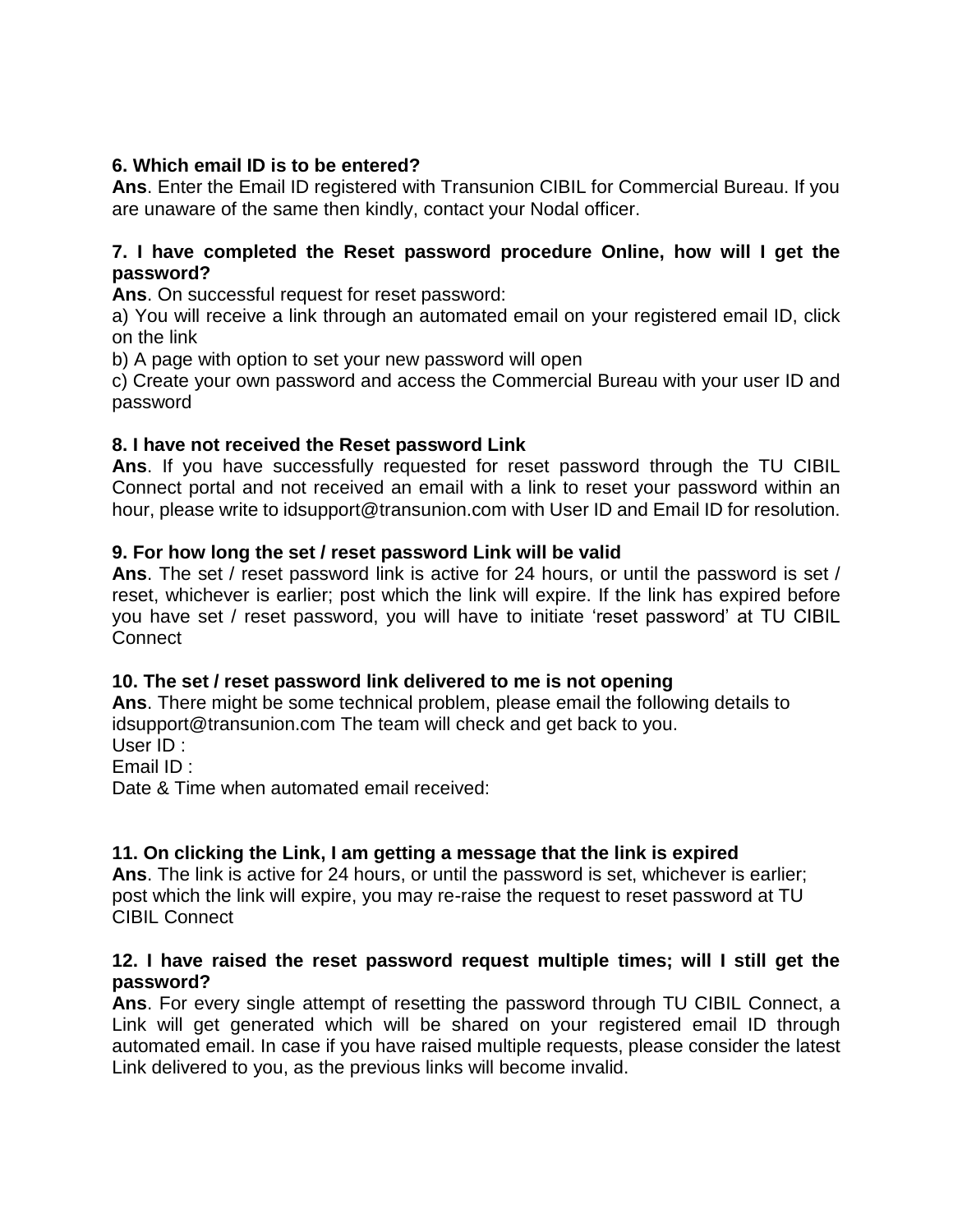**6. Which email ID is to be entered?**

**Ans**. Enter the Email ID registered with Transunion CIBIL for Commercial Bureau. If you are unaware of the same then kindly, contact your Nodal officer.

**7. I have completed the Reset password procedure Online, how will I get the password?**

**Ans**. On successful request for reset password:

a) You will receive a link through an automated email on your registered email ID, click on the link

b) A page with option to set your new password will open

c) Create your own password and access the Commercial Bureau with your user ID and password

**8. I have not received the Reset password Link**

**Ans**. If you have successfully requested for reset password through the TU CIBIL Connect portal and not received an email with a link to reset your password within an hour, please write to idsupport@transunion.com with User ID and Email ID for resolution.

**9. For how long the set / reset password Link will be valid**

**Ans**. The set / reset password link is active for 24 hours, or until the password is set / reset, whichever is earlier; post which the link will expire. If the link has expired before you have set / reset password, you will have to initiate 'reset password' at TU CIBIL Connect

**10. The set / reset password link delivered to me is not opening**

**Ans**. There might be some technical problem, please email the following details to idsupport@transunion.com The team will check and get back to you.

User ID :

Email ID :

Date & Time when automated email received:

**11. On clicking the Link, I am getting a message that the link is expired**

**Ans**. The link is active for 24 hours, or until the password is set, whichever is earlier; post which the link will expire, you may re-raise the request to reset password at TU CIBIL Connect

**12. I have raised the reset password request multiple times; will I still get the password?**

**Ans**. For every single attempt of resetting the password through TU CIBIL Connect, a Link will get generated which will be shared on your registered email ID through automated email. In case if you have raised multiple requests, please consider the latest Link delivered to you, as the previous links will become invalid.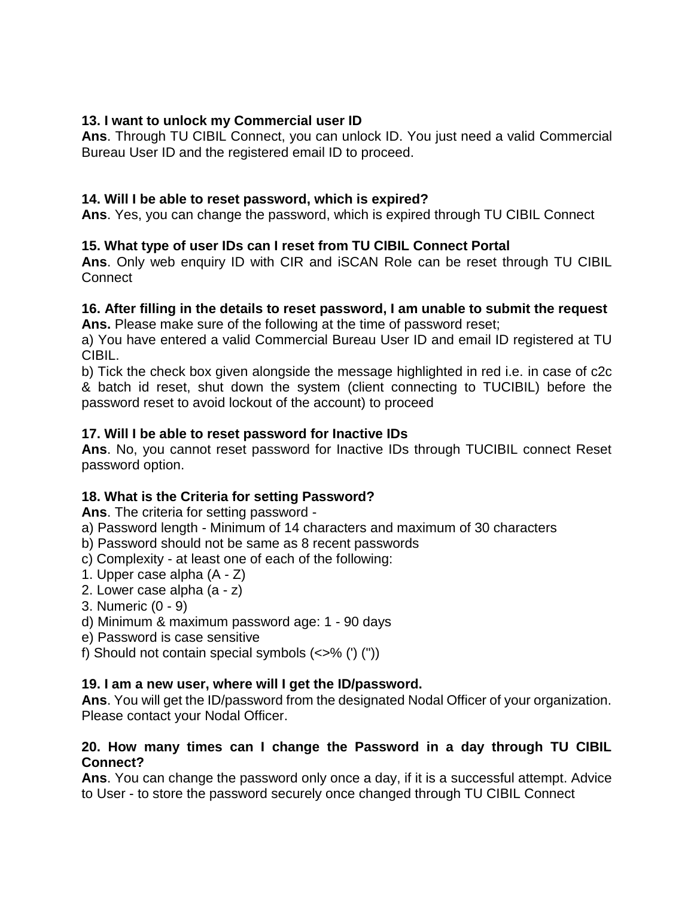**13. I want to unlock my Commercial user ID**

**Ans**. Through TU CIBIL Connect, you can unlock ID. You just need a valid Commercial Bureau User ID and the registered email ID to proceed.

**14. Will I be able to reset password, which is expired?**

**Ans**. Yes, you can change the password, which is expired through TU CIBIL Connect

**15. What type of user IDs can I reset from TU CIBIL Connect Portal**

**Ans**. Only web enquiry ID with CIR and iSCAN Role can be reset through TU CIBIL Connect

**16. After filling in the details to reset password, I am unable to submit the request**

**Ans.** Please make sure of the following at the time of password reset;

a) You have entered a valid Commercial Bureau User ID and email ID registered at TU CIBIL.

b) Tick the check box given alongside the message highlighted in red i.e. in case of c2c & batch id reset, shut down the system (client connecting to TUCIBIL) before the password reset to avoid lockout of the account) to proceed

**17. Will I be able to reset password for Inactive IDs**

**Ans**. No, you cannot reset password for Inactive IDs through TUCIBIL connect Reset password option.

**18. What is the Criteria for setting Password?**

**Ans**. The criteria for setting password -

a) Password length - Minimum of 14 characters and maximum of 30 characters

b) Password should not be same as 8 recent passwords

c) Complexity - at least one of each of the following:

1. Upper case alpha (A - Z)
2. Lower case alpha (a - z)
3. Numeric (0 - 9)

d) Minimum & maximum password age: 1 - 90 days

e) Password is case sensitive

f) Should not contain special symbols (<>% (') ("))

**19. I am a new user, where will I get the ID/password.**

**Ans**. You will get the ID/password from the designated Nodal Officer of your organization. Please contact your Nodal Officer.

**20. How many times can I change the Password in a day through TU CIBIL Connect?**

**Ans**. You can change the password only once a day, if it is a successful attempt. Advice to User - to store the password securely once changed through TU CIBIL Connect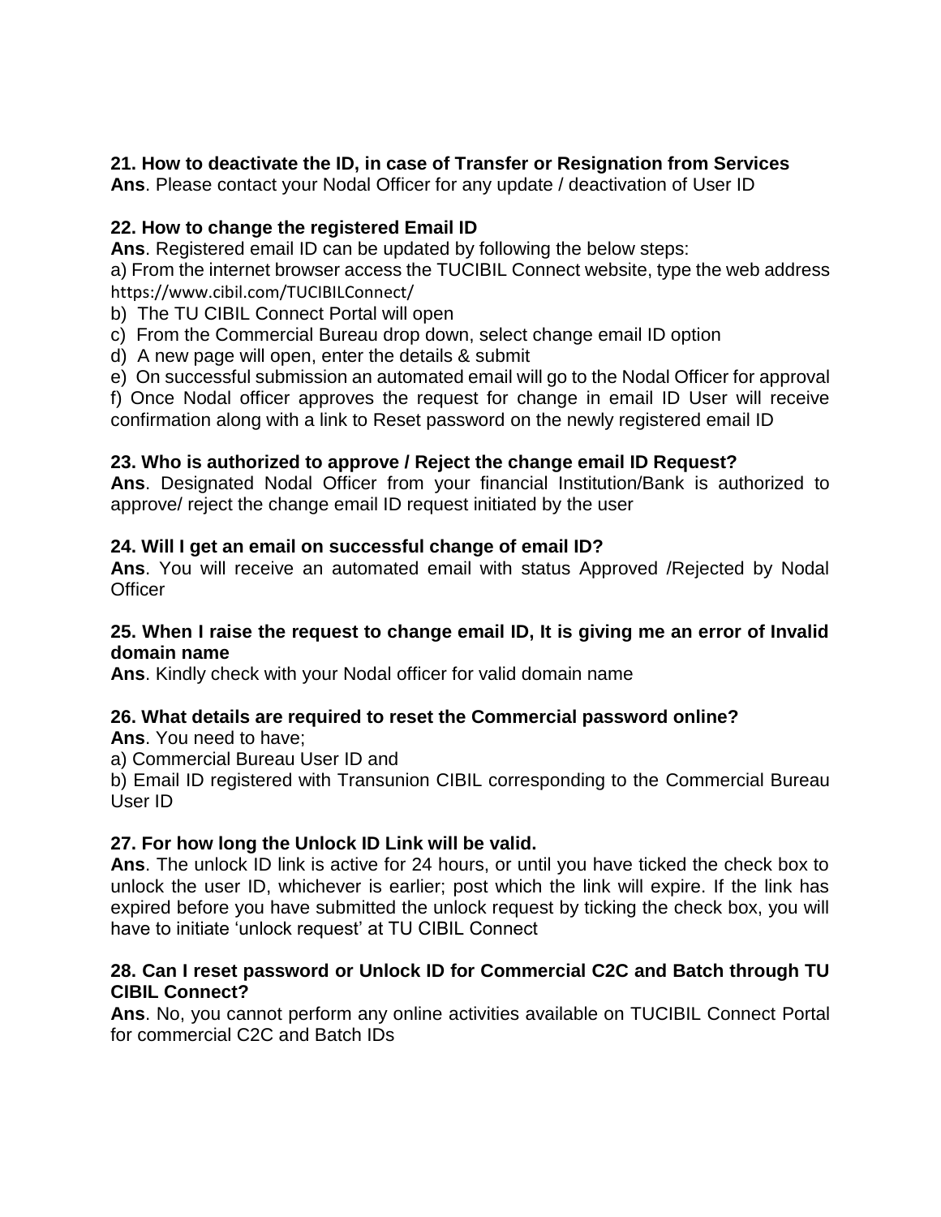**21. How to deactivate the ID, in case of Transfer or Resignation from Services**

**Ans**. Please contact your Nodal Officer for any update / deactivation of User ID

**22. How to change the registered Email ID**

**Ans**. Registered email ID can be updated by following the below steps:

a) From the internet browser access the TUCIBIL Connect website, type the web address https://www.cibil.com/TUCIBILConnect/

b) The TU CIBIL Connect Portal will open

c) From the Commercial Bureau drop down, select change email ID option

d) A new page will open, enter the details & submit

e) On successful submission an automated email will go to the Nodal Officer for approval

f) Once Nodal officer approves the request for change in email ID User will receive confirmation along with a link to Reset password on the newly registered email ID

**23. Who is authorized to approve / Reject the change email ID Request?**

**Ans**. Designated Nodal Officer from your financial Institution/Bank is authorized to approve/ reject the change email ID request initiated by the user

**24. Will I get an email on successful change of email ID?**

**Ans**. You will receive an automated email with status Approved /Rejected by Nodal Officer

**25. When I raise the request to change email ID, It is giving me an error of Invalid domain name**

**Ans**. Kindly check with your Nodal officer for valid domain name

**26. What details are required to reset the Commercial password online?**

**Ans**. You need to have;

a) Commercial Bureau User ID and

b) Email ID registered with Transunion CIBIL corresponding to the Commercial Bureau User ID

**27. For how long the Unlock ID Link will be valid.**

**Ans**. The unlock ID link is active for 24 hours, or until you have ticked the check box to unlock the user ID, whichever is earlier; post which the link will expire. If the link has expired before you have submitted the unlock request by ticking the check box, you will have to initiate 'unlock request' at TU CIBIL Connect

**28. Can I reset password or Unlock ID for Commercial C2C and Batch through TU CIBIL Connect?**

**Ans**. No, you cannot perform any online activities available on TUCIBIL Connect Portal for commercial C2C and Batch IDs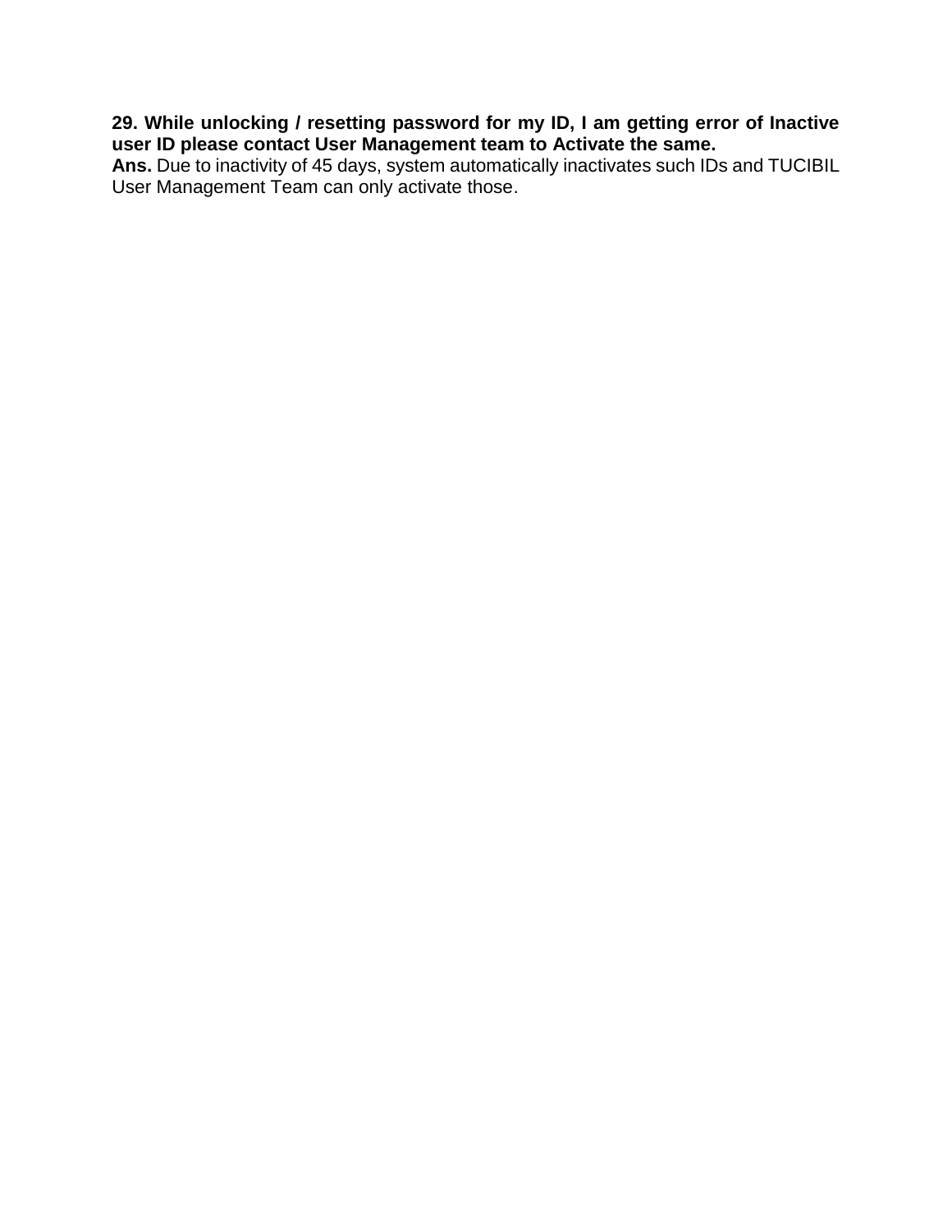**29. While unlocking / resetting password for my ID, I am getting error of Inactive user ID please contact User Management team to Activate the same.**

**Ans.** Due to inactivity of 45 days, system automatically inactivates such IDs and TUCIBIL User Management Team can only activate those.